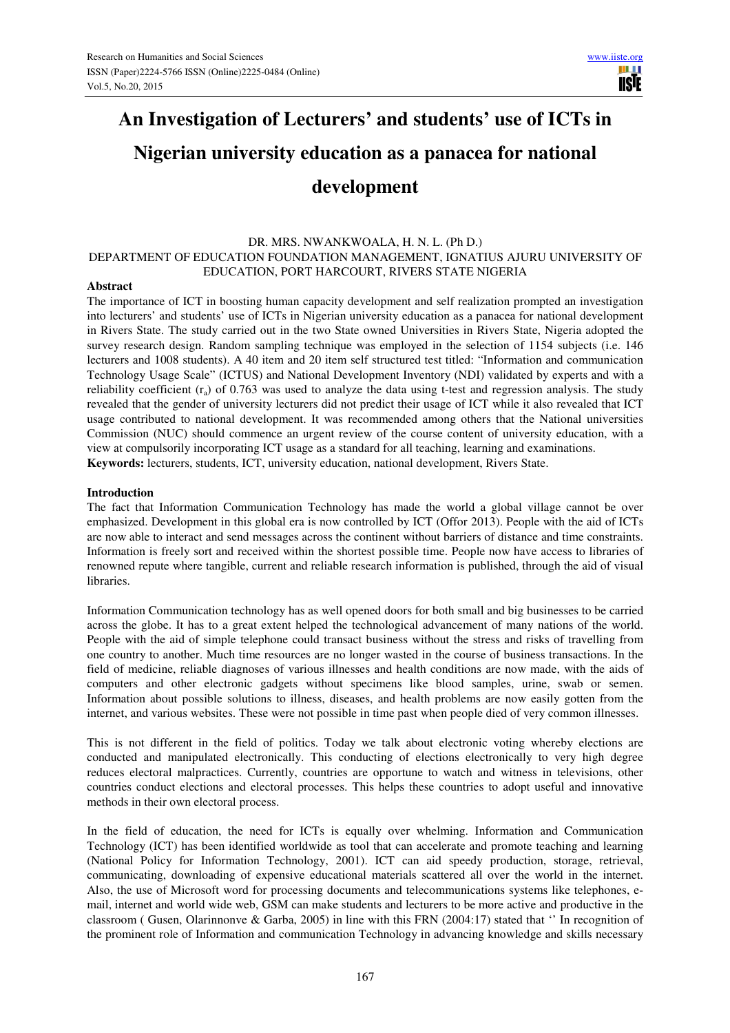# An Investigation of Lecturers' and students' use of ICTs in Nigerian university education as a panacea for national development

DR. MRS. NWANKWOALA, H. N. L. (Ph D.)

DEPARTMENT OF EDUCATION FOUNDATION MANAGEMENT, IGNATIUS AJURU UNIVERSITY OF EDUCATION, PORT HARCOURT, RIVERS STATE NIGERIA

**Abstract**

The importance of ICT in boosting human capacity development and self realization prompted an investigation into lecturers' and students' use of ICTs in Nigerian university education as a panacea for national development in Rivers State. The study carried out in the two State owned Universities in Rivers State, Nigeria adopted the survey research design. Random sampling technique was employed in the selection of 1154 subjects (i.e. 146 lecturers and 1008 students). A 40 item and 20 item self structured test titled: "Information and communication Technology Usage Scale" (ICTUS) and National Development Inventory (NDI) validated by experts and with a reliability coefficient ($r_a$) of 0.763 was used to analyze the data using t-test and regression analysis. The study revealed that the gender of university lecturers did not predict their usage of ICT while it also revealed that ICT usage contributed to national development. It was recommended among others that the National universities Commission (NUC) should commence an urgent review of the course content of university education, with a view at compulsorily incorporating ICT usage as a standard for all teaching, learning and examinations.

**Keywords:** lecturers, students, ICT, university education, national development, Rivers State.

## Introduction

The fact that Information Communication Technology has made the world a global village cannot be over emphasized. Development in this global era is now controlled by ICT (Offor 2013). People with the aid of ICTs are now able to interact and send messages across the continent without barriers of distance and time constraints. Information is freely sort and received within the shortest possible time. People now have access to libraries of renowned repute where tangible, current and reliable research information is published, through the aid of visual libraries.

Information Communication technology has as well opened doors for both small and big businesses to be carried across the globe. It has to a great extent helped the technological advancement of many nations of the world. People with the aid of simple telephone could transact business without the stress and risks of travelling from one country to another. Much time resources are no longer wasted in the course of business transactions. In the field of medicine, reliable diagnoses of various illnesses and health conditions are now made, with the aids of computers and other electronic gadgets without specimens like blood samples, urine, swab or semen. Information about possible solutions to illness, diseases, and health problems are now easily gotten from the internet, and various websites. These were not possible in time past when people died of very common illnesses.

This is not different in the field of politics. Today we talk about electronic voting whereby elections are conducted and manipulated electronically. This conducting of elections electronically to very high degree reduces electoral malpractices. Currently, countries are opportune to watch and witness in televisions, other countries conduct elections and electoral processes. This helps these countries to adopt useful and innovative methods in their own electoral process.

In the field of education, the need for ICTs is equally over whelming. Information and Communication Technology (ICT) has been identified worldwide as tool that can accelerate and promote teaching and learning (National Policy for Information Technology, 2001). ICT can aid speedy production, storage, retrieval, communicating, downloading of expensive educational materials scattered all over the world in the internet. Also, the use of Microsoft word for processing documents and telecommunications systems like telephones, e-mail, internet and world wide web, GSM can make students and lecturers to be more active and productive in the classroom ( Gusen, Olarinnonve & Garba, 2005) in line with this FRN (2004:17) stated that '' In recognition of the prominent role of Information and communication Technology in advancing knowledge and skills necessary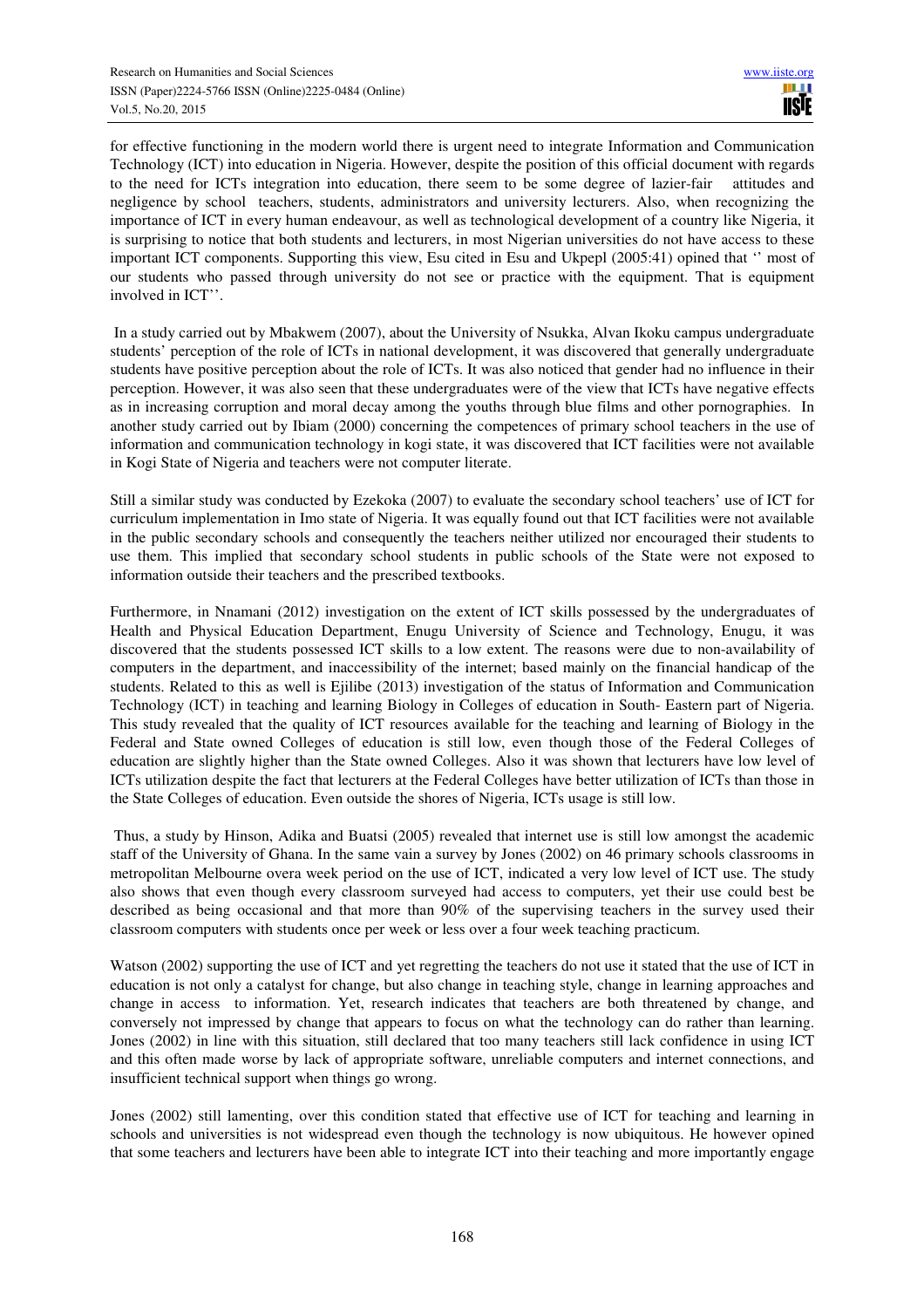for effective functioning in the modern world there is urgent need to integrate Information and Communication Technology (ICT) into education in Nigeria. However, despite the position of this official document with regards to the need for ICTs integration into education, there seem to be some degree of lazier-fair attitudes and negligence by school teachers, students, administrators and university lecturers. Also, when recognizing the importance of ICT in every human endeavour, as well as technological development of a country like Nigeria, it is surprising to notice that both students and lecturers, in most Nigerian universities do not have access to these important ICT components. Supporting this view, Esu cited in Esu and Ukpepl (2005:41) opined that '' most of our students who passed through university do not see or practice with the equipment. That is equipment involved in ICT''.

In a study carried out by Mbakwem (2007), about the University of Nsukka, Alvan Ikoku campus undergraduate students' perception of the role of ICTs in national development, it was discovered that generally undergraduate students have positive perception about the role of ICTs. It was also noticed that gender had no influence in their perception. However, it was also seen that these undergraduates were of the view that ICTs have negative effects as in increasing corruption and moral decay among the youths through blue films and other pornographies. In another study carried out by Ibiam (2000) concerning the competences of primary school teachers in the use of information and communication technology in kogi state, it was discovered that ICT facilities were not available in Kogi State of Nigeria and teachers were not computer literate.

Still a similar study was conducted by Ezekoka (2007) to evaluate the secondary school teachers' use of ICT for curriculum implementation in Imo state of Nigeria. It was equally found out that ICT facilities were not available in the public secondary schools and consequently the teachers neither utilized nor encouraged their students to use them. This implied that secondary school students in public schools of the State were not exposed to information outside their teachers and the prescribed textbooks.

Furthermore, in Nnamani (2012) investigation on the extent of ICT skills possessed by the undergraduates of Health and Physical Education Department, Enugu University of Science and Technology, Enugu, it was discovered that the students possessed ICT skills to a low extent. The reasons were due to non-availability of computers in the department, and inaccessibility of the internet; based mainly on the financial handicap of the students. Related to this as well is Ejilibe (2013) investigation of the status of Information and Communication Technology (ICT) in teaching and learning Biology in Colleges of education in South- Eastern part of Nigeria. This study revealed that the quality of ICT resources available for the teaching and learning of Biology in the Federal and State owned Colleges of education is still low, even though those of the Federal Colleges of education are slightly higher than the State owned Colleges. Also it was shown that lecturers have low level of ICTs utilization despite the fact that lecturers at the Federal Colleges have better utilization of ICTs than those in the State Colleges of education. Even outside the shores of Nigeria, ICTs usage is still low.

Thus, a study by Hinson, Adika and Buatsi (2005) revealed that internet use is still low amongst the academic staff of the University of Ghana. In the same vain a survey by Jones (2002) on 46 primary schools classrooms in metropolitan Melbourne overa week period on the use of ICT, indicated a very low level of ICT use. The study also shows that even though every classroom surveyed had access to computers, yet their use could best be described as being occasional and that more than 90% of the supervising teachers in the survey used their classroom computers with students once per week or less over a four week teaching practicum.

Watson (2002) supporting the use of ICT and yet regretting the teachers do not use it stated that the use of ICT in education is not only a catalyst for change, but also change in teaching style, change in learning approaches and change in access to information. Yet, research indicates that teachers are both threatened by change, and conversely not impressed by change that appears to focus on what the technology can do rather than learning. Jones (2002) in line with this situation, still declared that too many teachers still lack confidence in using ICT and this often made worse by lack of appropriate software, unreliable computers and internet connections, and insufficient technical support when things go wrong.

Jones (2002) still lamenting, over this condition stated that effective use of ICT for teaching and learning in schools and universities is not widespread even though the technology is now ubiquitous. He however opined that some teachers and lecturers have been able to integrate ICT into their teaching and more importantly engage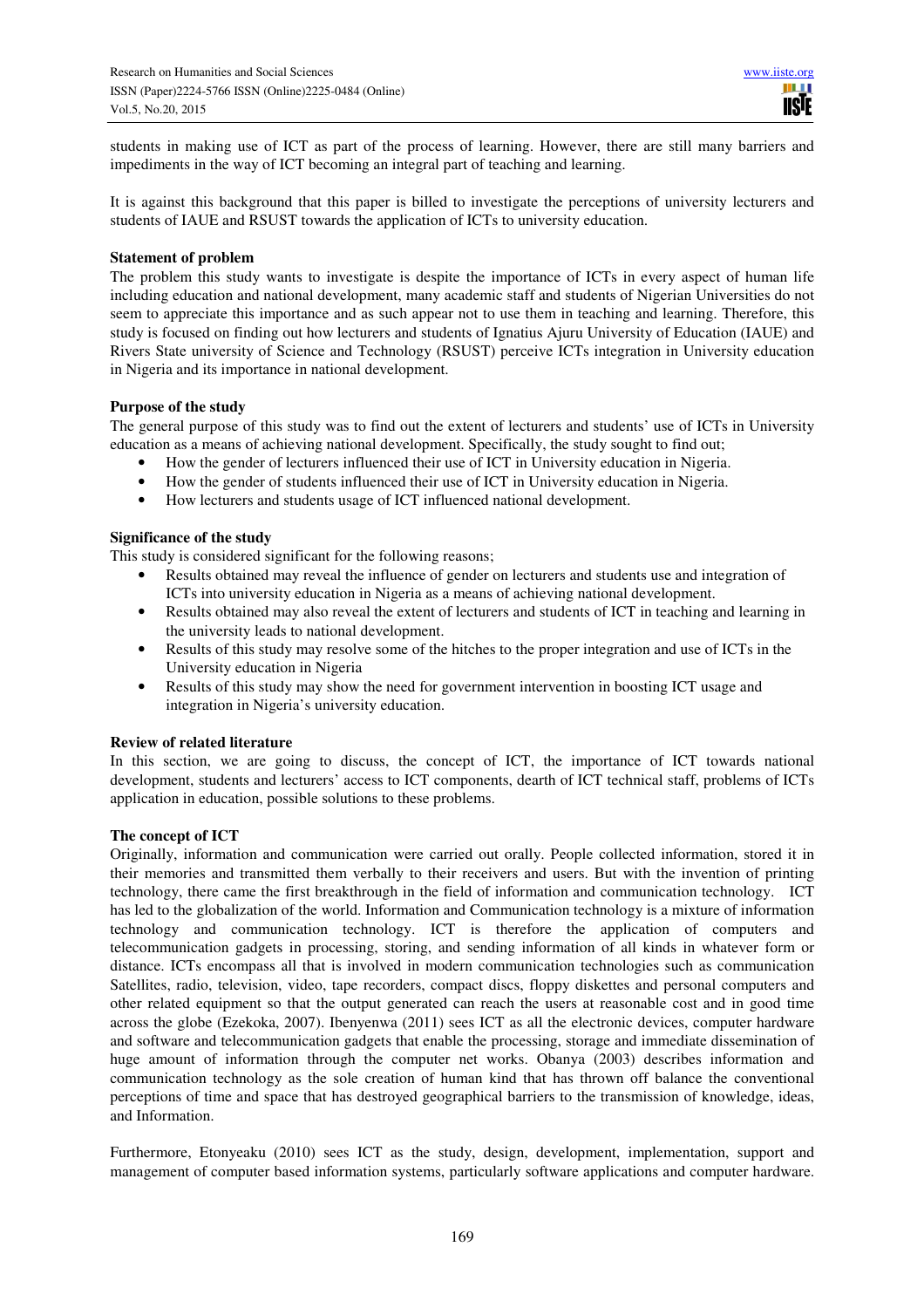students in making use of ICT as part of the process of learning. However, there are still many barriers and impediments in the way of ICT becoming an integral part of teaching and learning.

It is against this background that this paper is billed to investigate the perceptions of university lecturers and students of IAUE and RSUST towards the application of ICTs to university education.

**Statement of problem**

The problem this study wants to investigate is despite the importance of ICTs in every aspect of human life including education and national development, many academic staff and students of Nigerian Universities do not seem to appreciate this importance and as such appear not to use them in teaching and learning. Therefore, this study is focused on finding out how lecturers and students of Ignatius Ajuru University of Education (IAUE) and Rivers State university of Science and Technology (RSUST) perceive ICTs integration in University education in Nigeria and its importance in national development.

**Purpose of the study**

The general purpose of this study was to find out the extent of lecturers and students' use of ICTs in University education as a means of achieving national development. Specifically, the study sought to find out;

- How the gender of lecturers influenced their use of ICT in University education in Nigeria.
- How the gender of students influenced their use of ICT in University education in Nigeria.
- How lecturers and students usage of ICT influenced national development.

**Significance of the study**

This study is considered significant for the following reasons;

- Results obtained may reveal the influence of gender on lecturers and students use and integration of ICTs into university education in Nigeria as a means of achieving national development.
- Results obtained may also reveal the extent of lecturers and students of ICT in teaching and learning in the university leads to national development.
- Results of this study may resolve some of the hitches to the proper integration and use of ICTs in the University education in Nigeria
- Results of this study may show the need for government intervention in boosting ICT usage and integration in Nigeria's university education.

**Review of related literature**

In this section, we are going to discuss, the concept of ICT, the importance of ICT towards national development, students and lecturers' access to ICT components, dearth of ICT technical staff, problems of ICTs application in education, possible solutions to these problems.

**The concept of ICT**

Originally, information and communication were carried out orally. People collected information, stored it in their memories and transmitted them verbally to their receivers and users. But with the invention of printing technology, there came the first breakthrough in the field of information and communication technology. ICT has led to the globalization of the world. Information and Communication technology is a mixture of information technology and communication technology. ICT is therefore the application of computers and telecommunication gadgets in processing, storing, and sending information of all kinds in whatever form or distance. ICTs encompass all that is involved in modern communication technologies such as communication Satellites, radio, television, video, tape recorders, compact discs, floppy diskettes and personal computers and other related equipment so that the output generated can reach the users at reasonable cost and in good time across the globe (Ezekoka, 2007). Ibenyenwa (2011) sees ICT as all the electronic devices, computer hardware and software and telecommunication gadgets that enable the processing, storage and immediate dissemination of huge amount of information through the computer net works. Obanya (2003) describes information and communication technology as the sole creation of human kind that has thrown off balance the conventional perceptions of time and space that has destroyed geographical barriers to the transmission of knowledge, ideas, and Information.

Furthermore, Etonyeaku (2010) sees ICT as the study, design, development, implementation, support and management of computer based information systems, particularly software applications and computer hardware.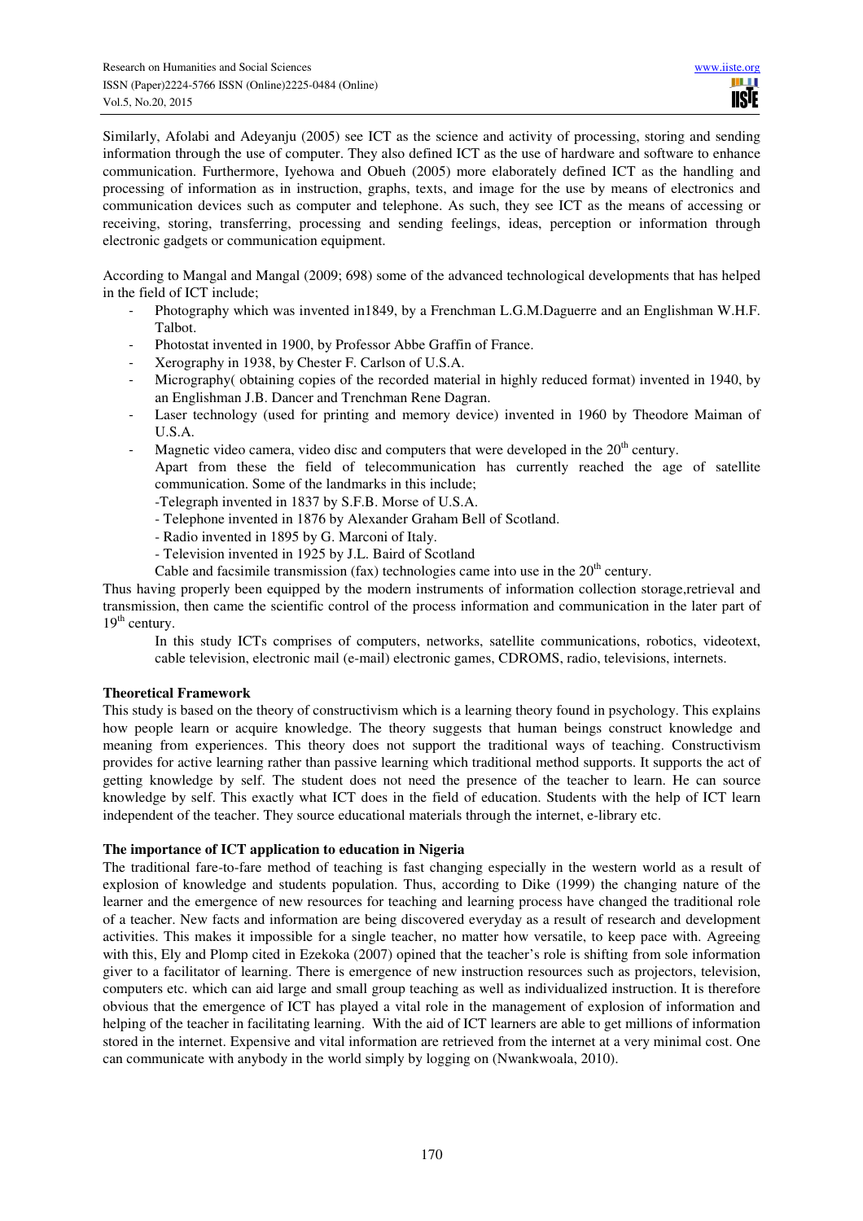Similarly, Afolabi and Adeyanju (2005) see ICT as the science and activity of processing, storing and sending information through the use of computer. They also defined ICT as the use of hardware and software to enhance communication. Furthermore, Iyehowa and Obueh (2005) more elaborately defined ICT as the handling and processing of information as in instruction, graphs, texts, and image for the use by means of electronics and communication devices such as computer and telephone. As such, they see ICT as the means of accessing or receiving, storing, transferring, processing and sending feelings, ideas, perception or information through electronic gadgets or communication equipment.

According to Mangal and Mangal (2009; 698) some of the advanced technological developments that has helped in the field of ICT include;

- Photography which was invented in1849, by a Frenchman L.G.M.Daguerre and an Englishman W.H.F. Talbot.
- Photostat invented in 1900, by Professor Abbe Graffin of France.
- Xerography in 1938, by Chester F. Carlson of U.S.A.
- Micrography( obtaining copies of the recorded material in highly reduced format) invented in 1940, by an Englishman J.B. Dancer and Trenchman Rene Dagran.
- Laser technology (used for printing and memory device) invented in 1960 by Theodore Maiman of U.S.A.
- Magnetic video camera, video disc and computers that were developed in the 20th century.

  Apart from these the field of telecommunication has currently reached the age of satellite communication. Some of the landmarks in this include;

  -Telegraph invented in 1837 by S.F.B. Morse of U.S.A.

  - Telephone invented in 1876 by Alexander Graham Bell of Scotland.
  - Radio invented in 1895 by G. Marconi of Italy.
  - Television invented in 1925 by J.L. Baird of Scotland

  Cable and facsimile transmission (fax) technologies came into use in the 20th century.

Thus having properly been equipped by the modern instruments of information collection storage,retrieval and transmission, then came the scientific control of the process information and communication in the later part of 19th century.

In this study ICTs comprises of computers, networks, satellite communications, robotics, videotext, cable television, electronic mail (e-mail) electronic games, CDROMS, radio, televisions, internets.

**Theoretical Framework**

This study is based on the theory of constructivism which is a learning theory found in psychology. This explains how people learn or acquire knowledge. The theory suggests that human beings construct knowledge and meaning from experiences. This theory does not support the traditional ways of teaching. Constructivism provides for active learning rather than passive learning which traditional method supports. It supports the act of getting knowledge by self. The student does not need the presence of the teacher to learn. He can source knowledge by self. This exactly what ICT does in the field of education. Students with the help of ICT learn independent of the teacher. They source educational materials through the internet, e-library etc.

**The importance of ICT application to education in Nigeria**

The traditional fare-to-fare method of teaching is fast changing especially in the western world as a result of explosion of knowledge and students population. Thus, according to Dike (1999) the changing nature of the learner and the emergence of new resources for teaching and learning process have changed the traditional role of a teacher. New facts and information are being discovered everyday as a result of research and development activities. This makes it impossible for a single teacher, no matter how versatile, to keep pace with. Agreeing with this, Ely and Plomp cited in Ezekoka (2007) opined that the teacher's role is shifting from sole information giver to a facilitator of learning. There is emergence of new instruction resources such as projectors, television, computers etc. which can aid large and small group teaching as well as individualized instruction. It is therefore obvious that the emergence of ICT has played a vital role in the management of explosion of information and helping of the teacher in facilitating learning. With the aid of ICT learners are able to get millions of information stored in the internet. Expensive and vital information are retrieved from the internet at a very minimal cost. One can communicate with anybody in the world simply by logging on (Nwankwoala, 2010).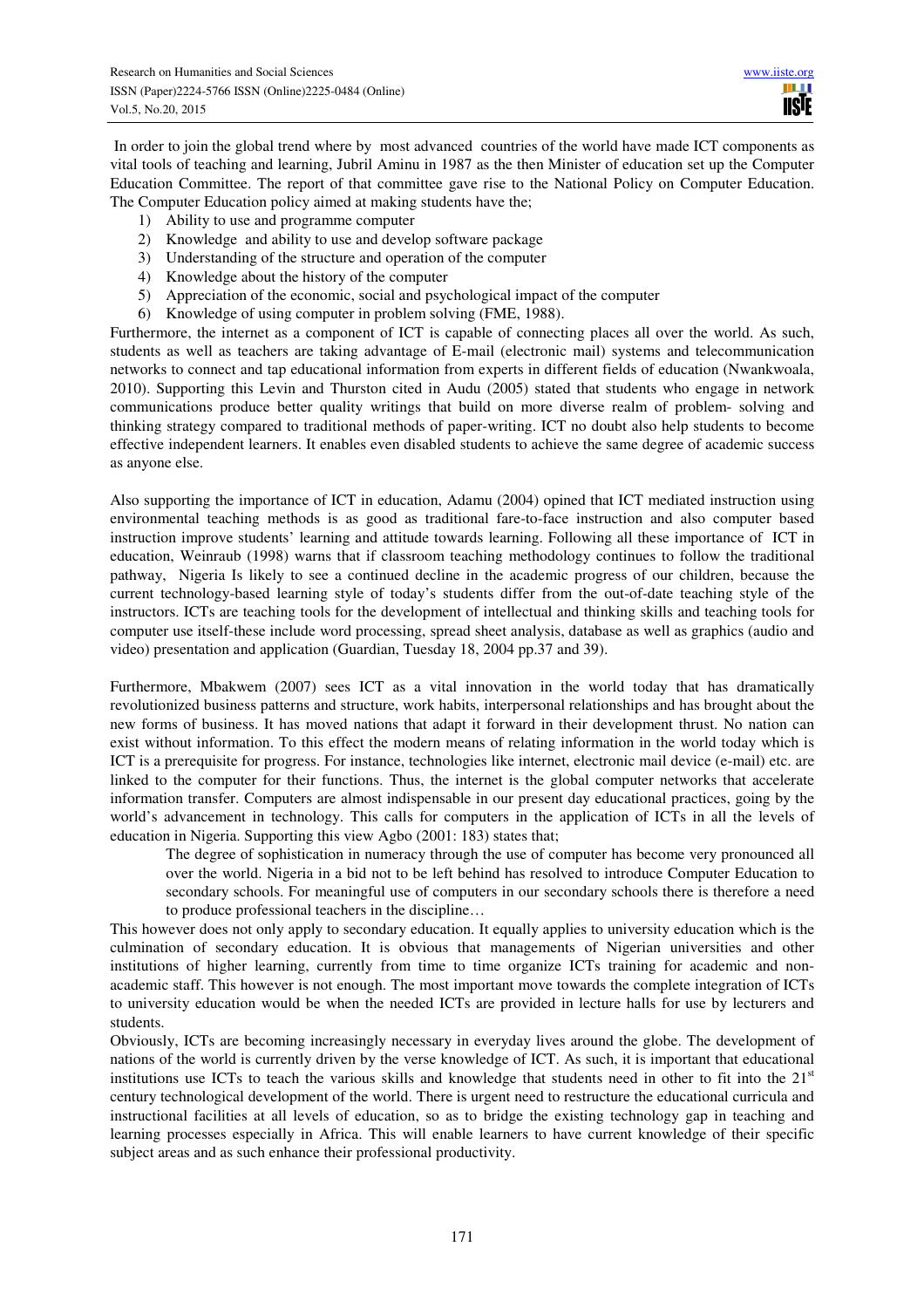In order to join the global trend where by most advanced countries of the world have made ICT components as vital tools of teaching and learning, Jubril Aminu in 1987 as the then Minister of education set up the Computer Education Committee. The report of that committee gave rise to the National Policy on Computer Education. The Computer Education policy aimed at making students have the;

1) Ability to use and programme computer
2) Knowledge and ability to use and develop software package
3) Understanding of the structure and operation of the computer
4) Knowledge about the history of the computer
5) Appreciation of the economic, social and psychological impact of the computer
6) Knowledge of using computer in problem solving (FME, 1988).

Furthermore, the internet as a component of ICT is capable of connecting places all over the world. As such, students as well as teachers are taking advantage of E-mail (electronic mail) systems and telecommunication networks to connect and tap educational information from experts in different fields of education (Nwankwoala, 2010). Supporting this Levin and Thurston cited in Audu (2005) stated that students who engage in network communications produce better quality writings that build on more diverse realm of problem- solving and thinking strategy compared to traditional methods of paper-writing. ICT no doubt also help students to become effective independent learners. It enables even disabled students to achieve the same degree of academic success as anyone else.

Also supporting the importance of ICT in education, Adamu (2004) opined that ICT mediated instruction using environmental teaching methods is as good as traditional fare-to-face instruction and also computer based instruction improve students' learning and attitude towards learning. Following all these importance of ICT in education, Weinraub (1998) warns that if classroom teaching methodology continues to follow the traditional pathway, Nigeria Is likely to see a continued decline in the academic progress of our children, because the current technology-based learning style of today's students differ from the out-of-date teaching style of the instructors. ICTs are teaching tools for the development of intellectual and thinking skills and teaching tools for computer use itself-these include word processing, spread sheet analysis, database as well as graphics (audio and video) presentation and application (Guardian, Tuesday 18, 2004 pp.37 and 39).

Furthermore, Mbakwem (2007) sees ICT as a vital innovation in the world today that has dramatically revolutionized business patterns and structure, work habits, interpersonal relationships and has brought about the new forms of business. It has moved nations that adapt it forward in their development thrust. No nation can exist without information. To this effect the modern means of relating information in the world today which is ICT is a prerequisite for progress. For instance, technologies like internet, electronic mail device (e-mail) etc. are linked to the computer for their functions. Thus, the internet is the global computer networks that accelerate information transfer. Computers are almost indispensable in our present day educational practices, going by the world's advancement in technology. This calls for computers in the application of ICTs in all the levels of education in Nigeria. Supporting this view Agbo (2001: 183) states that;

> The degree of sophistication in numeracy through the use of computer has become very pronounced all over the world. Nigeria in a bid not to be left behind has resolved to introduce Computer Education to secondary schools. For meaningful use of computers in our secondary schools there is therefore a need to produce professional teachers in the discipline…

This however does not only apply to secondary education. It equally applies to university education which is the culmination of secondary education. It is obvious that managements of Nigerian universities and other institutions of higher learning, currently from time to time organize ICTs training for academic and non-academic staff. This however is not enough. The most important move towards the complete integration of ICTs to university education would be when the needed ICTs are provided in lecture halls for use by lecturers and students.

Obviously, ICTs are becoming increasingly necessary in everyday lives around the globe. The development of nations of the world is currently driven by the verse knowledge of ICT. As such, it is important that educational institutions use ICTs to teach the various skills and knowledge that students need in other to fit into the 21st century technological development of the world. There is urgent need to restructure the educational curricula and instructional facilities at all levels of education, so as to bridge the existing technology gap in teaching and learning processes especially in Africa. This will enable learners to have current knowledge of their specific subject areas and as such enhance their professional productivity.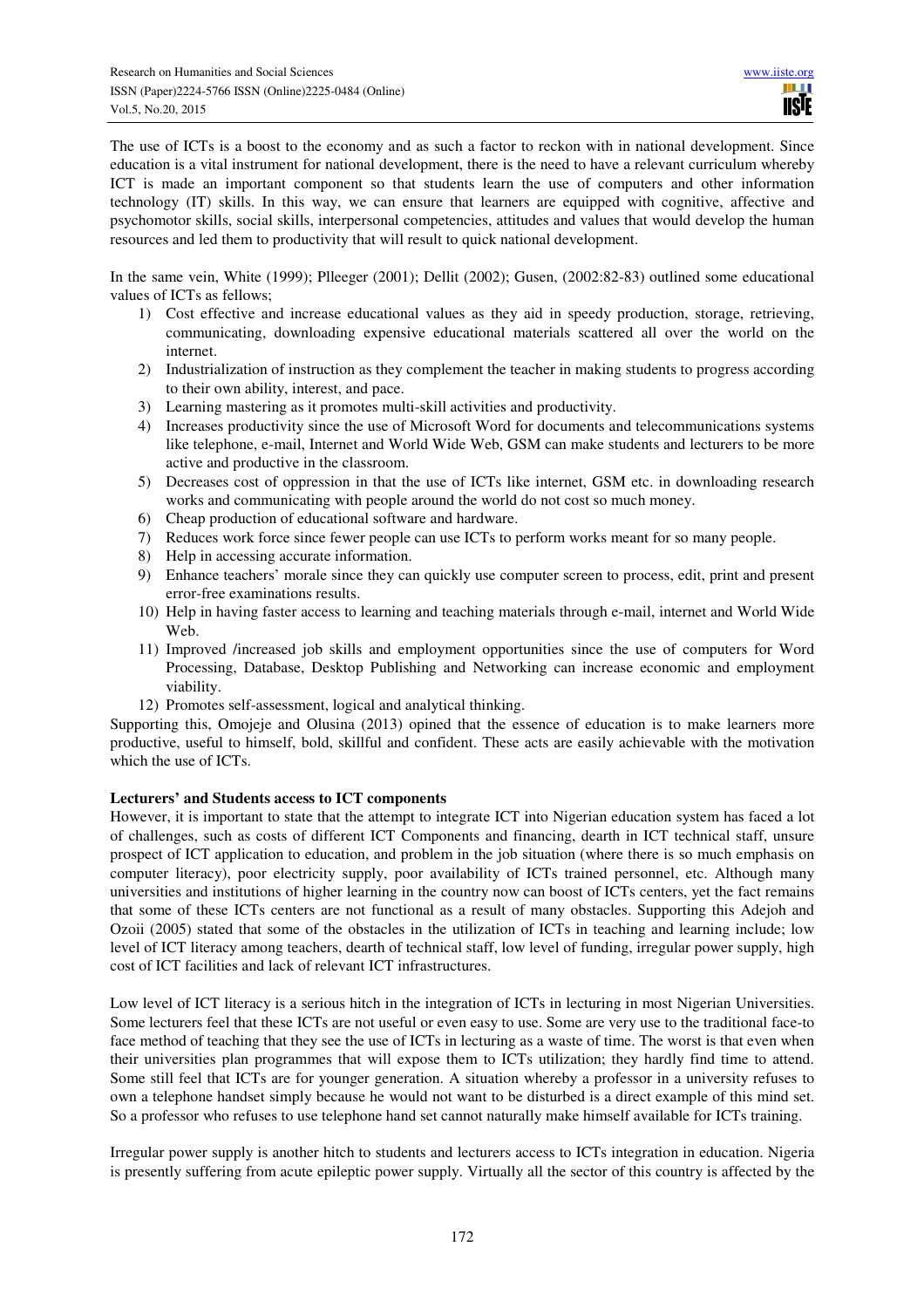The use of ICTs is a boost to the economy and as such a factor to reckon with in national development. Since education is a vital instrument for national development, there is the need to have a relevant curriculum whereby ICT is made an important component so that students learn the use of computers and other information technology (IT) skills. In this way, we can ensure that learners are equipped with cognitive, affective and psychomotor skills, social skills, interpersonal competencies, attitudes and values that would develop the human resources and led them to productivity that will result to quick national development.

In the same vein, White (1999); Plleeger (2001); Dellit (2002); Gusen, (2002:82-83) outlined some educational values of ICTs as fellows;

1) Cost effective and increase educational values as they aid in speedy production, storage, retrieving, communicating, downloading expensive educational materials scattered all over the world on the internet.
2) Industrialization of instruction as they complement the teacher in making students to progress according to their own ability, interest, and pace.
3) Learning mastering as it promotes multi-skill activities and productivity.
4) Increases productivity since the use of Microsoft Word for documents and telecommunications systems like telephone, e-mail, Internet and World Wide Web, GSM can make students and lecturers to be more active and productive in the classroom.
5) Decreases cost of oppression in that the use of ICTs like internet, GSM etc. in downloading research works and communicating with people around the world do not cost so much money.
6) Cheap production of educational software and hardware.
7) Reduces work force since fewer people can use ICTs to perform works meant for so many people.
8) Help in accessing accurate information.
9) Enhance teachers' morale since they can quickly use computer screen to process, edit, print and present error-free examinations results.
10) Help in having faster access to learning and teaching materials through e-mail, internet and World Wide Web.
11) Improved /increased job skills and employment opportunities since the use of computers for Word Processing, Database, Desktop Publishing and Networking can increase economic and employment viability.
12) Promotes self-assessment, logical and analytical thinking.

Supporting this, Omojeje and Olusina (2013) opined that the essence of education is to make learners more productive, useful to himself, bold, skillful and confident. These acts are easily achievable with the motivation which the use of ICTs.

**Lecturers' and Students access to ICT components**

However, it is important to state that the attempt to integrate ICT into Nigerian education system has faced a lot of challenges, such as costs of different ICT Components and financing, dearth in ICT technical staff, unsure prospect of ICT application to education, and problem in the job situation (where there is so much emphasis on computer literacy), poor electricity supply, poor availability of ICTs trained personnel, etc. Although many universities and institutions of higher learning in the country now can boost of ICTs centers, yet the fact remains that some of these ICTs centers are not functional as a result of many obstacles. Supporting this Adejoh and Ozoii (2005) stated that some of the obstacles in the utilization of ICTs in teaching and learning include; low level of ICT literacy among teachers, dearth of technical staff, low level of funding, irregular power supply, high cost of ICT facilities and lack of relevant ICT infrastructures.

Low level of ICT literacy is a serious hitch in the integration of ICTs in lecturing in most Nigerian Universities. Some lecturers feel that these ICTs are not useful or even easy to use. Some are very use to the traditional face-to face method of teaching that they see the use of ICTs in lecturing as a waste of time. The worst is that even when their universities plan programmes that will expose them to ICTs utilization; they hardly find time to attend. Some still feel that ICTs are for younger generation. A situation whereby a professor in a university refuses to own a telephone handset simply because he would not want to be disturbed is a direct example of this mind set. So a professor who refuses to use telephone hand set cannot naturally make himself available for ICTs training.

Irregular power supply is another hitch to students and lecturers access to ICTs integration in education. Nigeria is presently suffering from acute epileptic power supply. Virtually all the sector of this country is affected by the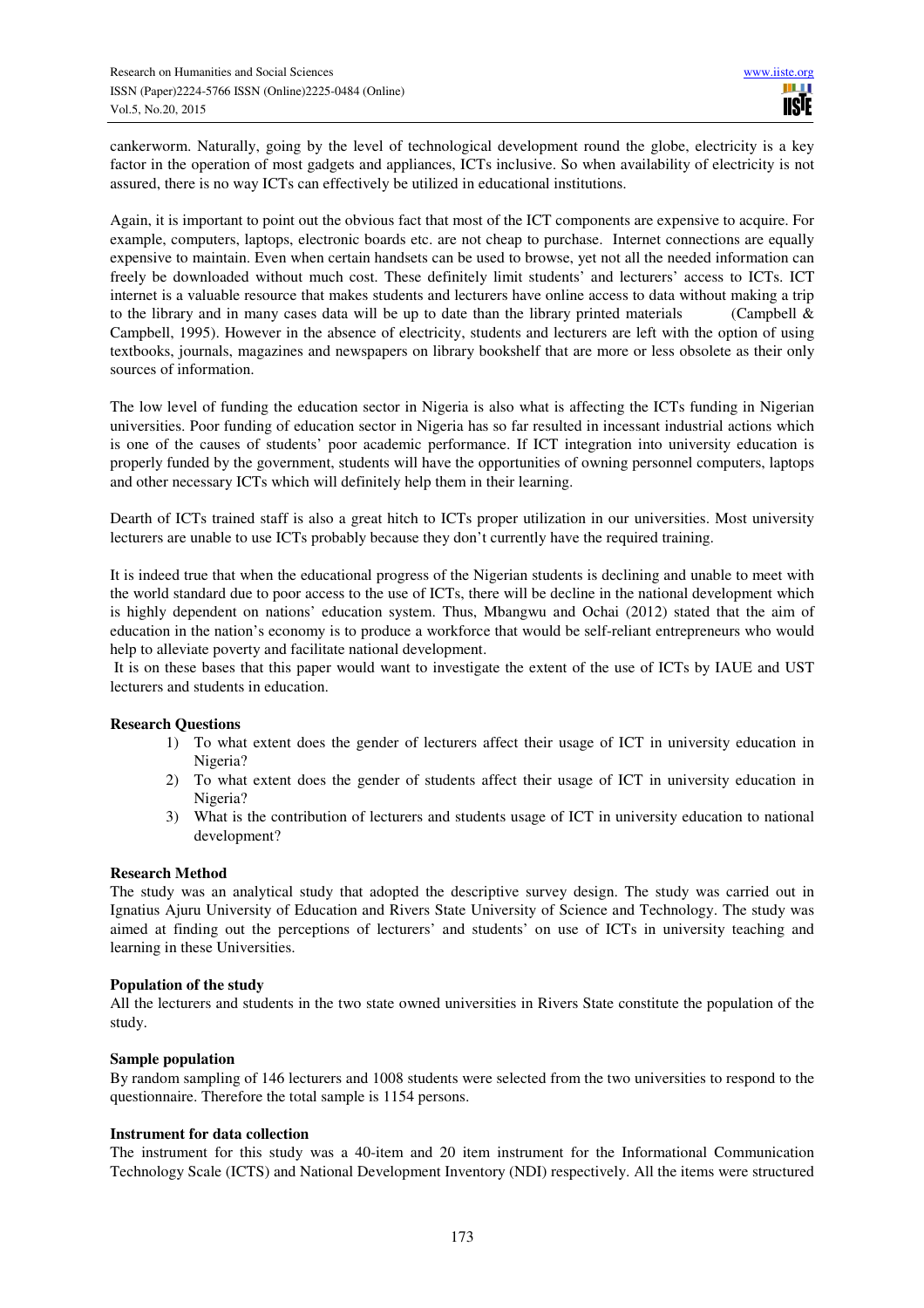cankerworm. Naturally, going by the level of technological development round the globe, electricity is a key factor in the operation of most gadgets and appliances, ICTs inclusive. So when availability of electricity is not assured, there is no way ICTs can effectively be utilized in educational institutions.

Again, it is important to point out the obvious fact that most of the ICT components are expensive to acquire. For example, computers, laptops, electronic boards etc. are not cheap to purchase. Internet connections are equally expensive to maintain. Even when certain handsets can be used to browse, yet not all the needed information can freely be downloaded without much cost. These definitely limit students' and lecturers' access to ICTs. ICT internet is a valuable resource that makes students and lecturers have online access to data without making a trip to the library and in many cases data will be up to date than the library printed materials (Campbell & Campbell, 1995). However in the absence of electricity, students and lecturers are left with the option of using textbooks, journals, magazines and newspapers on library bookshelf that are more or less obsolete as their only sources of information.

The low level of funding the education sector in Nigeria is also what is affecting the ICTs funding in Nigerian universities. Poor funding of education sector in Nigeria has so far resulted in incessant industrial actions which is one of the causes of students' poor academic performance. If ICT integration into university education is properly funded by the government, students will have the opportunities of owning personnel computers, laptops and other necessary ICTs which will definitely help them in their learning.

Dearth of ICTs trained staff is also a great hitch to ICTs proper utilization in our universities. Most university lecturers are unable to use ICTs probably because they don't currently have the required training.

It is indeed true that when the educational progress of the Nigerian students is declining and unable to meet with the world standard due to poor access to the use of ICTs, there will be decline in the national development which is highly dependent on nations' education system. Thus, Mbangwu and Ochai (2012) stated that the aim of education in the nation's economy is to produce a workforce that would be self-reliant entrepreneurs who would help to alleviate poverty and facilitate national development.

It is on these bases that this paper would want to investigate the extent of the use of ICTs by IAUE and UST lecturers and students in education.

**Research Questions**

1) To what extent does the gender of lecturers affect their usage of ICT in university education in Nigeria?
2) To what extent does the gender of students affect their usage of ICT in university education in Nigeria?
3) What is the contribution of lecturers and students usage of ICT in university education to national development?

**Research Method**

The study was an analytical study that adopted the descriptive survey design. The study was carried out in Ignatius Ajuru University of Education and Rivers State University of Science and Technology. The study was aimed at finding out the perceptions of lecturers' and students' on use of ICTs in university teaching and learning in these Universities.

**Population of the study**

All the lecturers and students in the two state owned universities in Rivers State constitute the population of the study.

**Sample population**

By random sampling of 146 lecturers and 1008 students were selected from the two universities to respond to the questionnaire. Therefore the total sample is 1154 persons.

**Instrument for data collection**

The instrument for this study was a 40-item and 20 item instrument for the Informational Communication Technology Scale (ICTS) and National Development Inventory (NDI) respectively. All the items were structured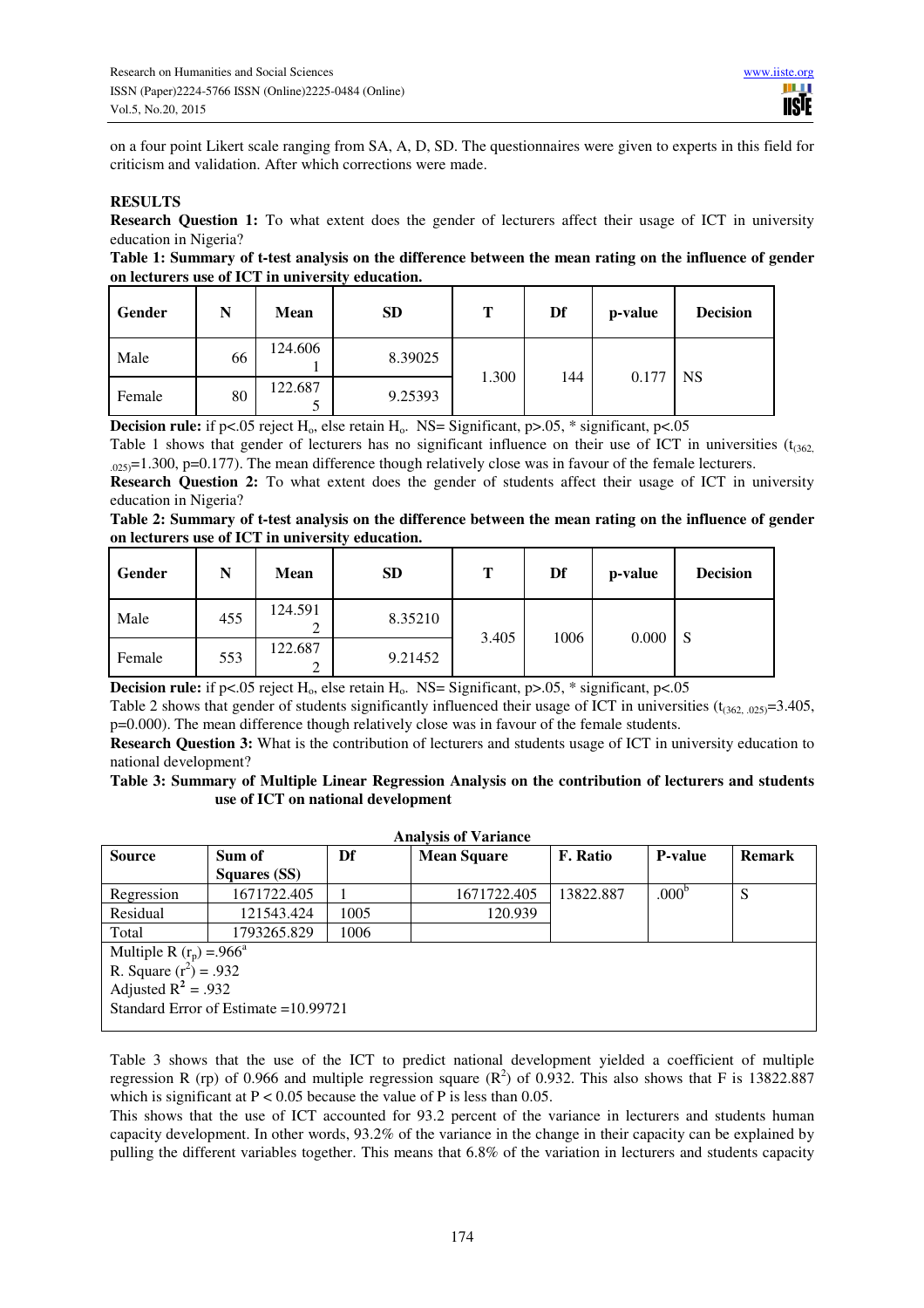on a four point Likert scale ranging from SA, A, D, SD. The questionnaires were given to experts in this field for criticism and validation. After which corrections were made.

**RESULTS**

**Research Question 1:** To what extent does the gender of lecturers affect their usage of ICT in university education in Nigeria?

**Table 1: Summary of t-test analysis on the difference between the mean rating on the influence of gender on lecturers use of ICT in university education.**

| Gender | N | Mean | SD | T | Df | p-value | Decision |
|---|---|---|---|---|---|---|---|
| Male | 66 | 124.6061 | 8.39025 | 1.300 | 144 | 0.177 | NS |
| Female | 80 | 122.6875 | 9.25393 | | | | |

**Decision rule:** if p<.05 reject $H_o$, else retain $H_o$. NS= Significant, p>.05, * significant, p<.05

Table 1 shows that gender of lecturers has no significant influence on their use of ICT in universities ($t_{(362, .025)}$=1.300, p=0.177). The mean difference though relatively close was in favour of the female lecturers.

**Research Question 2:** To what extent does the gender of students affect their usage of ICT in university education in Nigeria?

**Table 2: Summary of t-test analysis on the difference between the mean rating on the influence of gender on lecturers use of ICT in university education.**

| Gender | N | Mean | SD | T | Df | p-value | Decision |
|---|---|---|---|---|---|---|---|
| Male | 455 | 124.5912 | 8.35210 | 3.405 | 1006 | 0.000 | S |
| Female | 553 | 122.6872 | 9.21452 | | | | |

**Decision rule:** if p<.05 reject $H_o$, else retain $H_o$. NS= Significant, p>.05, * significant, p<.05

Table 2 shows that gender of students significantly influenced their usage of ICT in universities ($t_{(362, .025)}$=3.405, p=0.000). The mean difference though relatively close was in favour of the female students.

**Research Question 3:** What is the contribution of lecturers and students usage of ICT in university education to national development?

**Table 3: Summary of Multiple Linear Regression Analysis on the contribution of lecturers and students use of ICT on national development**

**Analysis of Variance**

| Source | Sum of Squares (SS) | Df | Mean Square | F. Ratio | P-value | Remark |
|---|---|---|---|---|---|---|
| Regression | 1671722.405 | 1 | 1671722.405 | 13822.887 | $.000^b$ | S |
| Residual | 121543.424 | 1005 | 120.939 | | | |
| Total | 1793265.829 | 1006 | | | | |

Multiple R ($r_p$) =$.966^a$
R. Square ($r^2$) = .932
Adjusted $R^2$ = .932
Standard Error of Estimate =10.99721

Table 3 shows that the use of the ICT to predict national development yielded a coefficient of multiple regression R (rp) of 0.966 and multiple regression square ($R^2$) of 0.932. This also shows that F is 13822.887 which is significant at $P < 0.05$ because the value of P is less than 0.05.

This shows that the use of ICT accounted for 93.2 percent of the variance in lecturers and students human capacity development. In other words, 93.2% of the variance in the change in their capacity can be explained by pulling the different variables together. This means that 6.8% of the variation in lecturers and students capacity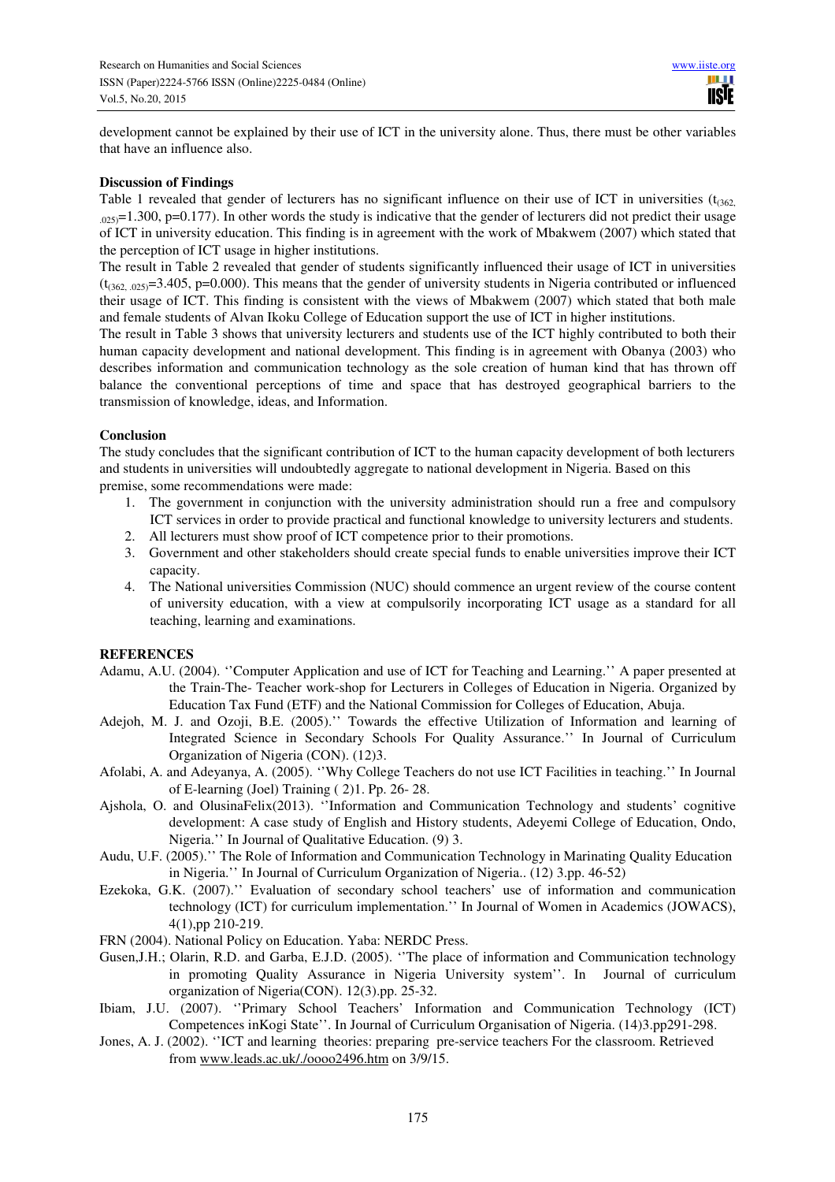development cannot be explained by their use of ICT in the university alone. Thus, there must be other variables that have an influence also.

**Discussion of Findings**

Table 1 revealed that gender of lecturers has no significant influence on their use of ICT in universities ($t_{(362, .025)}$=1.300, p=0.177). In other words the study is indicative that the gender of lecturers did not predict their usage of ICT in university education. This finding is in agreement with the work of Mbakwem (2007) which stated that the perception of ICT usage in higher institutions.

The result in Table 2 revealed that gender of students significantly influenced their usage of ICT in universities ($t_{(362, .025)}$=3.405, p=0.000). This means that the gender of university students in Nigeria contributed or influenced their usage of ICT. This finding is consistent with the views of Mbakwem (2007) which stated that both male and female students of Alvan Ikoku College of Education support the use of ICT in higher institutions.

The result in Table 3 shows that university lecturers and students use of the ICT highly contributed to both their human capacity development and national development. This finding is in agreement with Obanya (2003) who describes information and communication technology as the sole creation of human kind that has thrown off balance the conventional perceptions of time and space that has destroyed geographical barriers to the transmission of knowledge, ideas, and Information.

**Conclusion**

The study concludes that the significant contribution of ICT to the human capacity development of both lecturers and students in universities will undoubtedly aggregate to national development in Nigeria. Based on this premise, some recommendations were made:

1. The government in conjunction with the university administration should run a free and compulsory ICT services in order to provide practical and functional knowledge to university lecturers and students.
2. All lecturers must show proof of ICT competence prior to their promotions.
3. Government and other stakeholders should create special funds to enable universities improve their ICT capacity.
4. The National universities Commission (NUC) should commence an urgent review of the course content of university education, with a view at compulsorily incorporating ICT usage as a standard for all teaching, learning and examinations.

**REFERENCES**

Adamu, A.U. (2004). ''Computer Application and use of ICT for Teaching and Learning.'' A paper presented at the Train-The- Teacher work-shop for Lecturers in Colleges of Education in Nigeria. Organized by Education Tax Fund (ETF) and the National Commission for Colleges of Education, Abuja.

Adejoh, M. J. and Ozoji, B.E. (2005).'' Towards the effective Utilization of Information and learning of Integrated Science in Secondary Schools For Quality Assurance.'' In Journal of Curriculum Organization of Nigeria (CON). (12)3.

Afolabi, A. and Adeyanya, A. (2005). ''Why College Teachers do not use ICT Facilities in teaching.'' In Journal of E-learning (Joel) Training ( 2)1. Pp. 26- 28.

Ajshola, O. and OlusinaFelix(2013). ''Information and Communication Technology and students' cognitive development: A case study of English and History students, Adeyemi College of Education, Ondo, Nigeria.'' In Journal of Qualitative Education. (9) 3.

Audu, U.F. (2005).'' The Role of Information and Communication Technology in Marinating Quality Education in Nigeria.'' In Journal of Curriculum Organization of Nigeria.. (12) 3.pp. 46-52)

Ezekoka, G.K. (2007).'' Evaluation of secondary school teachers' use of information and communication technology (ICT) for curriculum implementation.'' In Journal of Women in Academics (JOWACS), 4(1),pp 210-219.

FRN (2004). National Policy on Education. Yaba: NERDC Press.

Gusen,J.H.; Olarin, R.D. and Garba, E.J.D. (2005). ''The place of information and Communication technology in promoting Quality Assurance in Nigeria University system''. In Journal of curriculum organization of Nigeria(CON). 12(3).pp. 25-32.

Ibiam, J.U. (2007). ''Primary School Teachers' Information and Communication Technology (ICT) Competences inKogi State''. In Journal of Curriculum Organisation of Nigeria. (14)3.pp291-298.

Jones, A. J. (2002). ''ICT and learning theories: preparing pre-service teachers For the classroom. Retrieved from www.leads.ac.uk/./oooo2496.htm on 3/9/15.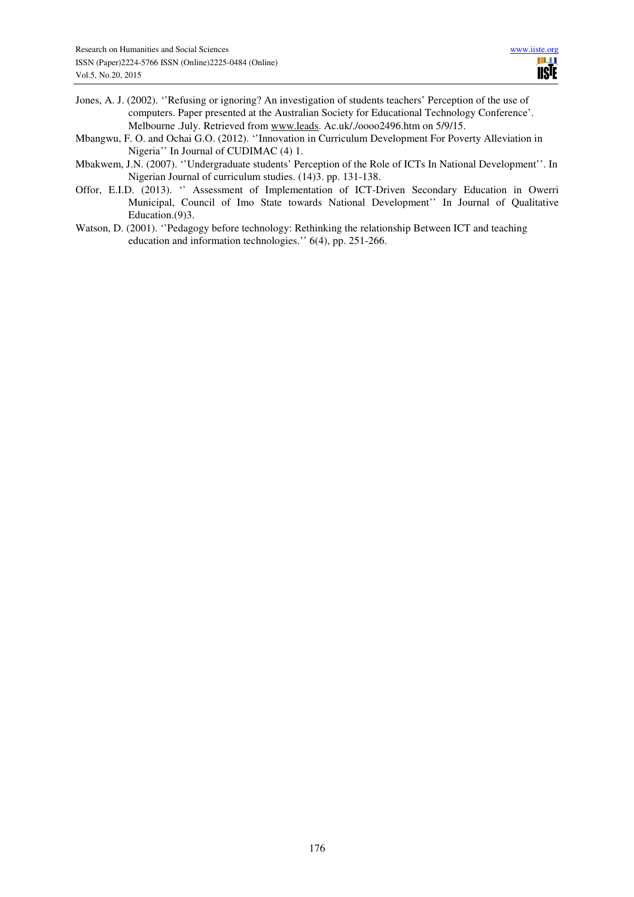Jones, A. J. (2002). ''Refusing or ignoring? An investigation of students teachers' Perception of the use of computers. Paper presented at the Australian Society for Educational Technology Conference'. Melbourne .July. Retrieved from www.leads. Ac.uk/./oooo2496.htm on 5/9/15.

Mbangwu, F. O. and Ochai G.O. (2012). ''Innovation in Curriculum Development For Poverty Alleviation in Nigeria'' In Journal of CUDIMAC (4) 1.

Mbakwem, J.N. (2007). ''Undergraduate students' Perception of the Role of ICTs In National Development''. In Nigerian Journal of curriculum studies. (14)3. pp. 131-138.

Offor, E.I.D. (2013). '' Assessment of Implementation of ICT-Driven Secondary Education in Owerri Municipal, Council of Imo State towards National Development'' In Journal of Qualitative Education.(9)3.

Watson, D. (2001). ''Pedagogy before technology: Rethinking the relationship Between ICT and teaching education and information technologies.'' 6(4), pp. 251-266.